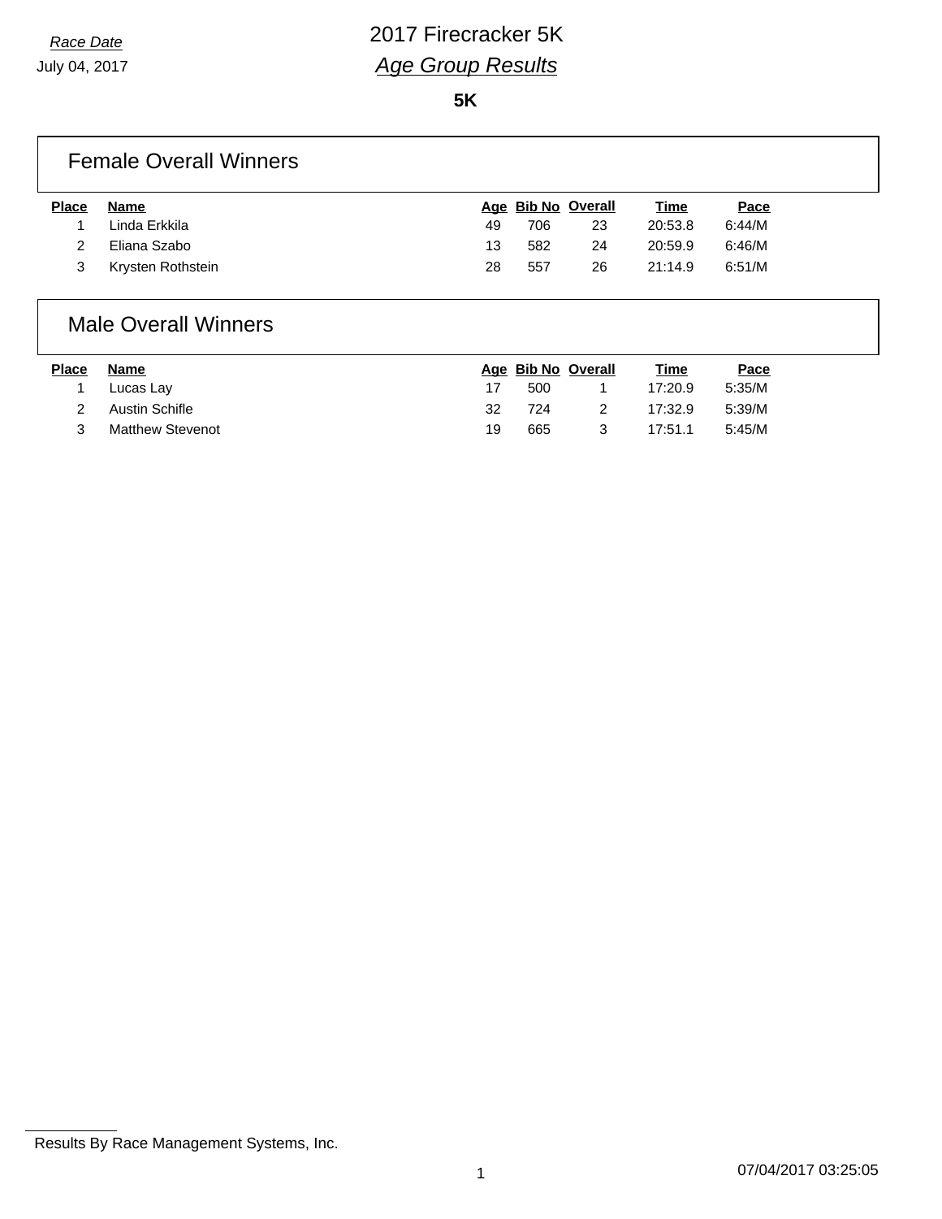*Race Date*
July 04, 2017

# 2017 Firecracker 5K

## *Age Group Results*

**5K**

## Female Overall Winners

| Place | Name | Age | Bib No | Overall | Time | Pace |
|---|---|---|---|---|---|---|
| 1 | Linda Erkkila | 49 | 706 | 23 | 20:53.8 | 6:44/M |
| 2 | Eliana Szabo | 13 | 582 | 24 | 20:59.9 | 6:46/M |
| 3 | Krysten Rothstein | 28 | 557 | 26 | 21:14.9 | 6:51/M |

## Male Overall Winners

| Place | Name | Age | Bib No | Overall | Time | Pace |
|---|---|---|---|---|---|---|
| 1 | Lucas Lay | 17 | 500 | 1 | 17:20.9 | 5:35/M |
| 2 | Austin Schifle | 32 | 724 | 2 | 17:32.9 | 5:39/M |
| 3 | Matthew Stevenot | 19 | 665 | 3 | 17:51.1 | 5:45/M |

Results By Race Management Systems, Inc.

07/04/2017 03:25:05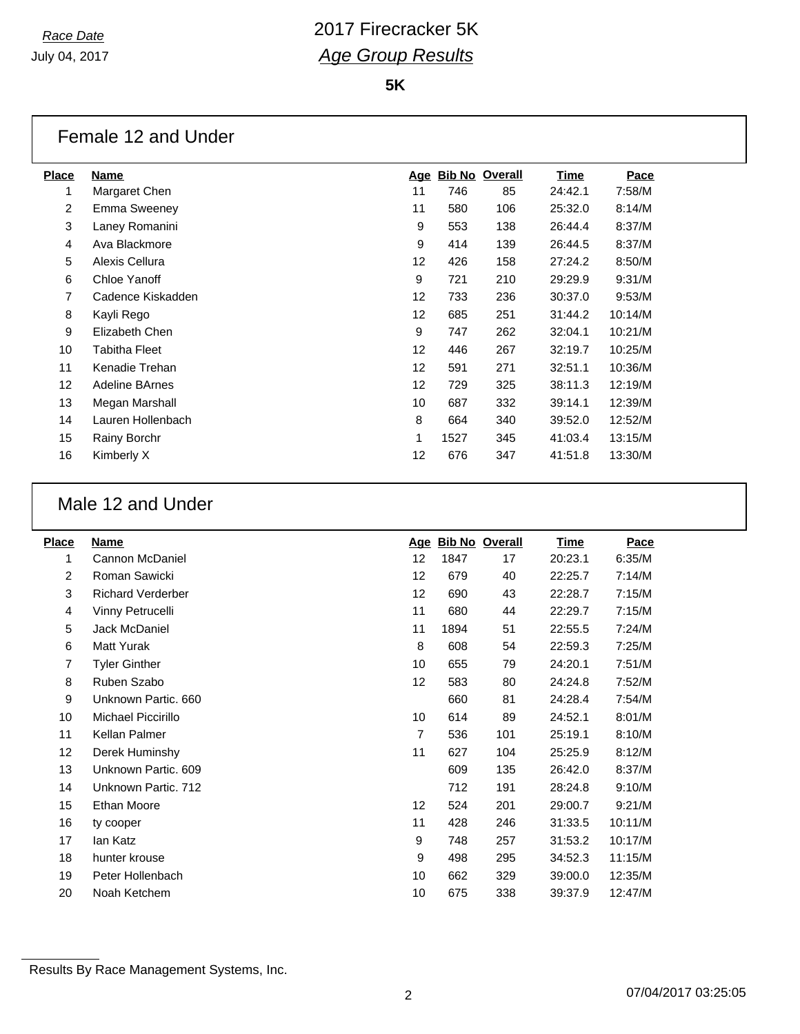*Race Date*
July 04, 2017

# 2017 Firecracker 5K
## *Age Group Results*

**5K**

### Female 12 and Under

| Place | Name | Age | Bib No | Overall | Time | Pace |
|---|---|---|---|---|---|---|
| 1 | Margaret Chen | 11 | 746 | 85 | 24:42.1 | 7:58/M |
| 2 | Emma Sweeney | 11 | 580 | 106 | 25:32.0 | 8:14/M |
| 3 | Laney Romanini | 9 | 553 | 138 | 26:44.4 | 8:37/M |
| 4 | Ava Blackmore | 9 | 414 | 139 | 26:44.5 | 8:37/M |
| 5 | Alexis Cellura | 12 | 426 | 158 | 27:24.2 | 8:50/M |
| 6 | Chloe Yanoff | 9 | 721 | 210 | 29:29.9 | 9:31/M |
| 7 | Cadence Kiskadden | 12 | 733 | 236 | 30:37.0 | 9:53/M |
| 8 | Kayli Rego | 12 | 685 | 251 | 31:44.2 | 10:14/M |
| 9 | Elizabeth Chen | 9 | 747 | 262 | 32:04.1 | 10:21/M |
| 10 | Tabitha Fleet | 12 | 446 | 267 | 32:19.7 | 10:25/M |
| 11 | Kenadie Trehan | 12 | 591 | 271 | 32:51.1 | 10:36/M |
| 12 | Adeline BArnes | 12 | 729 | 325 | 38:11.3 | 12:19/M |
| 13 | Megan Marshall | 10 | 687 | 332 | 39:14.1 | 12:39/M |
| 14 | Lauren Hollenbach | 8 | 664 | 340 | 39:52.0 | 12:52/M |
| 15 | Rainy Borchr | 1 | 1527 | 345 | 41:03.4 | 13:15/M |
| 16 | Kimberly X | 12 | 676 | 347 | 41:51.8 | 13:30/M |

### Male 12 and Under

| Place | Name | Age | Bib No | Overall | Time | Pace |
|---|---|---|---|---|---|---|
| 1 | Cannon McDaniel | 12 | 1847 | 17 | 20:23.1 | 6:35/M |
| 2 | Roman Sawicki | 12 | 679 | 40 | 22:25.7 | 7:14/M |
| 3 | Richard Verderber | 12 | 690 | 43 | 22:28.7 | 7:15/M |
| 4 | Vinny Petrucelli | 11 | 680 | 44 | 22:29.7 | 7:15/M |
| 5 | Jack McDaniel | 11 | 1894 | 51 | 22:55.5 | 7:24/M |
| 6 | Matt Yurak | 8 | 608 | 54 | 22:59.3 | 7:25/M |
| 7 | Tyler Ginther | 10 | 655 | 79 | 24:20.1 | 7:51/M |
| 8 | Ruben Szabo | 12 | 583 | 80 | 24:24.8 | 7:52/M |
| 9 | Unknown Partic. 660 | | 660 | 81 | 24:28.4 | 7:54/M |
| 10 | Michael Piccirillo | 10 | 614 | 89 | 24:52.1 | 8:01/M |
| 11 | Kellan Palmer | 7 | 536 | 101 | 25:19.1 | 8:10/M |
| 12 | Derek Huminshy | 11 | 627 | 104 | 25:25.9 | 8:12/M |
| 13 | Unknown Partic. 609 | | 609 | 135 | 26:42.0 | 8:37/M |
| 14 | Unknown Partic. 712 | | 712 | 191 | 28:24.8 | 9:10/M |
| 15 | Ethan Moore | 12 | 524 | 201 | 29:00.7 | 9:21/M |
| 16 | ty cooper | 11 | 428 | 246 | 31:33.5 | 10:11/M |
| 17 | Ian Katz | 9 | 748 | 257 | 31:53.2 | 10:17/M |
| 18 | hunter krouse | 9 | 498 | 295 | 34:52.3 | 11:15/M |
| 19 | Peter Hollenbach | 10 | 662 | 329 | 39:00.0 | 12:35/M |
| 20 | Noah Ketchem | 10 | 675 | 338 | 39:37.9 | 12:47/M |

Results By Race Management Systems, Inc.

07/04/2017 03:25:05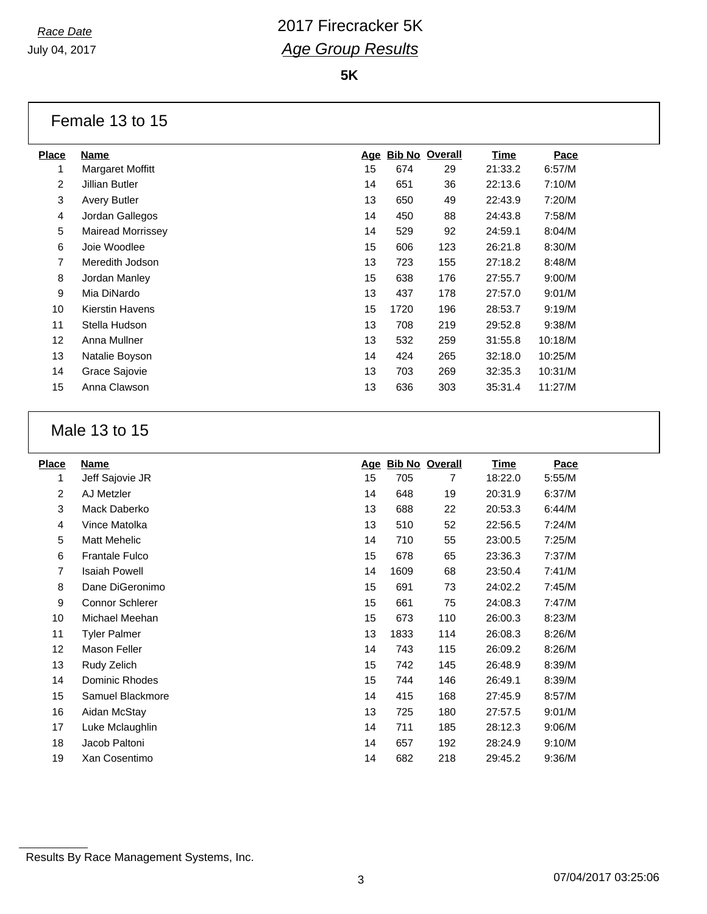*Race Date*

July 04, 2017

# 2017 Firecracker 5K

## *Age Group Results*

**5K**

### Female 13 to 15

| Place | Name | Age | Bib No | Overall | Time | Pace |
|---|---|---|---|---|---|---|
| 1 | Margaret Moffitt | 15 | 674 | 29 | 21:33.2 | 6:57/M |
| 2 | Jillian Butler | 14 | 651 | 36 | 22:13.6 | 7:10/M |
| 3 | Avery Butler | 13 | 650 | 49 | 22:43.9 | 7:20/M |
| 4 | Jordan Gallegos | 14 | 450 | 88 | 24:43.8 | 7:58/M |
| 5 | Mairead Morrissey | 14 | 529 | 92 | 24:59.1 | 8:04/M |
| 6 | Joie Woodlee | 15 | 606 | 123 | 26:21.8 | 8:30/M |
| 7 | Meredith Jodson | 13 | 723 | 155 | 27:18.2 | 8:48/M |
| 8 | Jordan Manley | 15 | 638 | 176 | 27:55.7 | 9:00/M |
| 9 | Mia DiNardo | 13 | 437 | 178 | 27:57.0 | 9:01/M |
| 10 | Kierstin Havens | 15 | 1720 | 196 | 28:53.7 | 9:19/M |
| 11 | Stella Hudson | 13 | 708 | 219 | 29:52.8 | 9:38/M |
| 12 | Anna Mullner | 13 | 532 | 259 | 31:55.8 | 10:18/M |
| 13 | Natalie Boyson | 14 | 424 | 265 | 32:18.0 | 10:25/M |
| 14 | Grace Sajovie | 13 | 703 | 269 | 32:35.3 | 10:31/M |
| 15 | Anna Clawson | 13 | 636 | 303 | 35:31.4 | 11:27/M |

### Male 13 to 15

| Place | Name | Age | Bib No | Overall | Time | Pace |
|---|---|---|---|---|---|---|
| 1 | Jeff Sajovie JR | 15 | 705 | 7 | 18:22.0 | 5:55/M |
| 2 | AJ Metzler | 14 | 648 | 19 | 20:31.9 | 6:37/M |
| 3 | Mack Daberko | 13 | 688 | 22 | 20:53.3 | 6:44/M |
| 4 | Vince Matolka | 13 | 510 | 52 | 22:56.5 | 7:24/M |
| 5 | Matt Mehelic | 14 | 710 | 55 | 23:00.5 | 7:25/M |
| 6 | Frantale Fulco | 15 | 678 | 65 | 23:36.3 | 7:37/M |
| 7 | Isaiah Powell | 14 | 1609 | 68 | 23:50.4 | 7:41/M |
| 8 | Dane DiGeronimo | 15 | 691 | 73 | 24:02.2 | 7:45/M |
| 9 | Connor Schlerer | 15 | 661 | 75 | 24:08.3 | 7:47/M |
| 10 | Michael Meehan | 15 | 673 | 110 | 26:00.3 | 8:23/M |
| 11 | Tyler Palmer | 13 | 1833 | 114 | 26:08.3 | 8:26/M |
| 12 | Mason Feller | 14 | 743 | 115 | 26:09.2 | 8:26/M |
| 13 | Rudy Zelich | 15 | 742 | 145 | 26:48.9 | 8:39/M |
| 14 | Dominic Rhodes | 15 | 744 | 146 | 26:49.1 | 8:39/M |
| 15 | Samuel Blackmore | 14 | 415 | 168 | 27:45.9 | 8:57/M |
| 16 | Aidan McStay | 13 | 725 | 180 | 27:57.5 | 9:01/M |
| 17 | Luke Mclaughlin | 14 | 711 | 185 | 28:12.3 | 9:06/M |
| 18 | Jacob Paltoni | 14 | 657 | 192 | 28:24.9 | 9:10/M |
| 19 | Xan Cosentimo | 14 | 682 | 218 | 29:45.2 | 9:36/M |

Results By Race Management Systems, Inc.

07/04/2017 03:25:06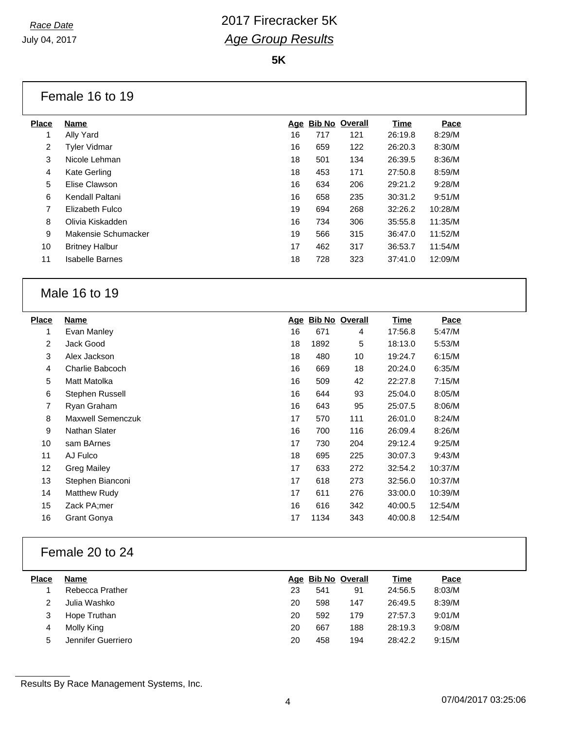# 2017 Firecracker 5K

*Race Date*
July 04, 2017

## *Age Group Results*

**5K**

### Female 16 to 19

| Place | Name | Age | Bib No | Overall | Time | Pace |
|---|---|---|---|---|---|---|
| 1 | Ally Yard | 16 | 717 | 121 | 26:19.8 | 8:29/M |
| 2 | Tyler Vidmar | 16 | 659 | 122 | 26:20.3 | 8:30/M |
| 3 | Nicole Lehman | 18 | 501 | 134 | 26:39.5 | 8:36/M |
| 4 | Kate Gerling | 18 | 453 | 171 | 27:50.8 | 8:59/M |
| 5 | Elise Clawson | 16 | 634 | 206 | 29:21.2 | 9:28/M |
| 6 | Kendall Paltani | 16 | 658 | 235 | 30:31.2 | 9:51/M |
| 7 | Elizabeth Fulco | 19 | 694 | 268 | 32:26.2 | 10:28/M |
| 8 | Olivia Kiskadden | 16 | 734 | 306 | 35:55.8 | 11:35/M |
| 9 | Makensie Schumacker | 19 | 566 | 315 | 36:47.0 | 11:52/M |
| 10 | Britney Halbur | 17 | 462 | 317 | 36:53.7 | 11:54/M |
| 11 | Isabelle Barnes | 18 | 728 | 323 | 37:41.0 | 12:09/M |

### Male 16 to 19

| Place | Name | Age | Bib No | Overall | Time | Pace |
|---|---|---|---|---|---|---|
| 1 | Evan Manley | 16 | 671 | 4 | 17:56.8 | 5:47/M |
| 2 | Jack Good | 18 | 1892 | 5 | 18:13.0 | 5:53/M |
| 3 | Alex Jackson | 18 | 480 | 10 | 19:24.7 | 6:15/M |
| 4 | Charlie Babcoch | 16 | 669 | 18 | 20:24.0 | 6:35/M |
| 5 | Matt Matolka | 16 | 509 | 42 | 22:27.8 | 7:15/M |
| 6 | Stephen Russell | 16 | 644 | 93 | 25:04.0 | 8:05/M |
| 7 | Ryan Graham | 16 | 643 | 95 | 25:07.5 | 8:06/M |
| 8 | Maxwell Semenczuk | 17 | 570 | 111 | 26:01.0 | 8:24/M |
| 9 | Nathan Slater | 16 | 700 | 116 | 26:09.4 | 8:26/M |
| 10 | sam BArnes | 17 | 730 | 204 | 29:12.4 | 9:25/M |
| 11 | AJ Fulco | 18 | 695 | 225 | 30:07.3 | 9:43/M |
| 12 | Greg Mailey | 17 | 633 | 272 | 32:54.2 | 10:37/M |
| 13 | Stephen Bianconi | 17 | 618 | 273 | 32:56.0 | 10:37/M |
| 14 | Matthew Rudy | 17 | 611 | 276 | 33:00.0 | 10:39/M |
| 15 | Zack PA;mer | 16 | 616 | 342 | 40:00.5 | 12:54/M |
| 16 | Grant Gonya | 17 | 1134 | 343 | 40:00.8 | 12:54/M |

### Female 20 to 24

| Place | Name | Age | Bib No | Overall | Time | Pace |
|---|---|---|---|---|---|---|
| 1 | Rebecca Prather | 23 | 541 | 91 | 24:56.5 | 8:03/M |
| 2 | Julia Washko | 20 | 598 | 147 | 26:49.5 | 8:39/M |
| 3 | Hope Truthan | 20 | 592 | 179 | 27:57.3 | 9:01/M |
| 4 | Molly King | 20 | 667 | 188 | 28:19.3 | 9:08/M |
| 5 | Jennifer Guerriero | 20 | 458 | 194 | 28:42.2 | 9:15/M |

Results By Race Management Systems, Inc.

07/04/2017 03:25:06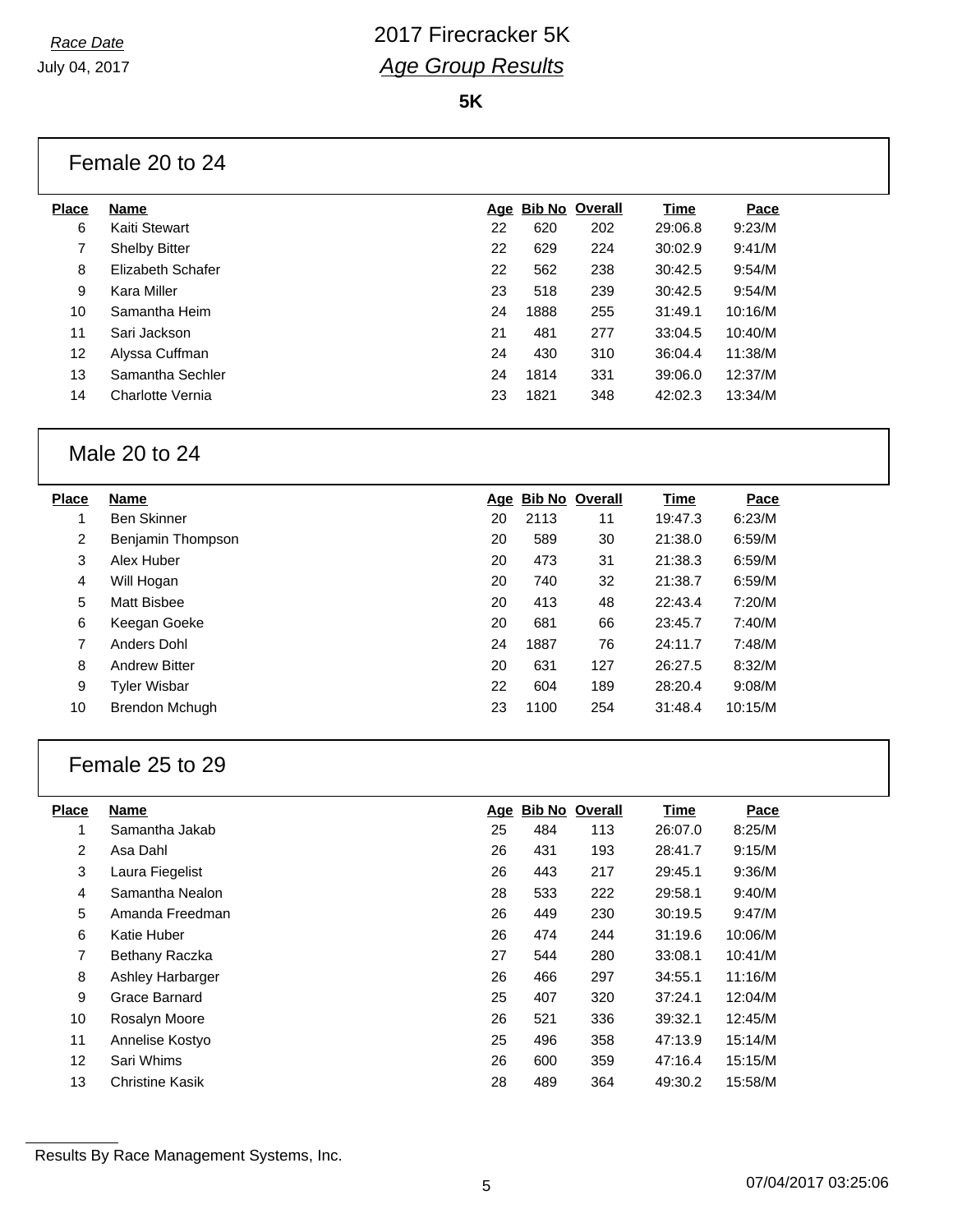*Race Date*
July 04, 2017

# 2017 Firecracker 5K
## *Age Group Results*

**5K**

### Female 20 to 24

| Place | Name | Age | Bib No | Overall | Time | Pace |
|---|---|---|---|---|---|---|
| 6 | Kaiti Stewart | 22 | 620 | 202 | 29:06.8 | 9:23/M |
| 7 | Shelby Bitter | 22 | 629 | 224 | 30:02.9 | 9:41/M |
| 8 | Elizabeth Schafer | 22 | 562 | 238 | 30:42.5 | 9:54/M |
| 9 | Kara Miller | 23 | 518 | 239 | 30:42.5 | 9:54/M |
| 10 | Samantha Heim | 24 | 1888 | 255 | 31:49.1 | 10:16/M |
| 11 | Sari Jackson | 21 | 481 | 277 | 33:04.5 | 10:40/M |
| 12 | Alyssa Cuffman | 24 | 430 | 310 | 36:04.4 | 11:38/M |
| 13 | Samantha Sechler | 24 | 1814 | 331 | 39:06.0 | 12:37/M |
| 14 | Charlotte Vernia | 23 | 1821 | 348 | 42:02.3 | 13:34/M |

### Male 20 to 24

| Place | Name | Age | Bib No | Overall | Time | Pace |
|---|---|---|---|---|---|---|
| 1 | Ben Skinner | 20 | 2113 | 11 | 19:47.3 | 6:23/M |
| 2 | Benjamin Thompson | 20 | 589 | 30 | 21:38.0 | 6:59/M |
| 3 | Alex Huber | 20 | 473 | 31 | 21:38.3 | 6:59/M |
| 4 | Will Hogan | 20 | 740 | 32 | 21:38.7 | 6:59/M |
| 5 | Matt Bisbee | 20 | 413 | 48 | 22:43.4 | 7:20/M |
| 6 | Keegan Goeke | 20 | 681 | 66 | 23:45.7 | 7:40/M |
| 7 | Anders Dohl | 24 | 1887 | 76 | 24:11.7 | 7:48/M |
| 8 | Andrew Bitter | 20 | 631 | 127 | 26:27.5 | 8:32/M |
| 9 | Tyler Wisbar | 22 | 604 | 189 | 28:20.4 | 9:08/M |
| 10 | Brendon Mchugh | 23 | 1100 | 254 | 31:48.4 | 10:15/M |

### Female 25 to 29

| Place | Name | Age | Bib No | Overall | Time | Pace |
|---|---|---|---|---|---|---|
| 1 | Samantha Jakab | 25 | 484 | 113 | 26:07.0 | 8:25/M |
| 2 | Asa Dahl | 26 | 431 | 193 | 28:41.7 | 9:15/M |
| 3 | Laura Fiegelist | 26 | 443 | 217 | 29:45.1 | 9:36/M |
| 4 | Samantha Nealon | 28 | 533 | 222 | 29:58.1 | 9:40/M |
| 5 | Amanda Freedman | 26 | 449 | 230 | 30:19.5 | 9:47/M |
| 6 | Katie Huber | 26 | 474 | 244 | 31:19.6 | 10:06/M |
| 7 | Bethany Raczka | 27 | 544 | 280 | 33:08.1 | 10:41/M |
| 8 | Ashley Harbarger | 26 | 466 | 297 | 34:55.1 | 11:16/M |
| 9 | Grace Barnard | 25 | 407 | 320 | 37:24.1 | 12:04/M |
| 10 | Rosalyn Moore | 26 | 521 | 336 | 39:32.1 | 12:45/M |
| 11 | Annelise Kostyo | 25 | 496 | 358 | 47:13.9 | 15:14/M |
| 12 | Sari Whims | 26 | 600 | 359 | 47:16.4 | 15:15/M |
| 13 | Christine Kasik | 28 | 489 | 364 | 49:30.2 | 15:58/M |

Results By Race Management Systems, Inc.

07/04/2017 03:25:06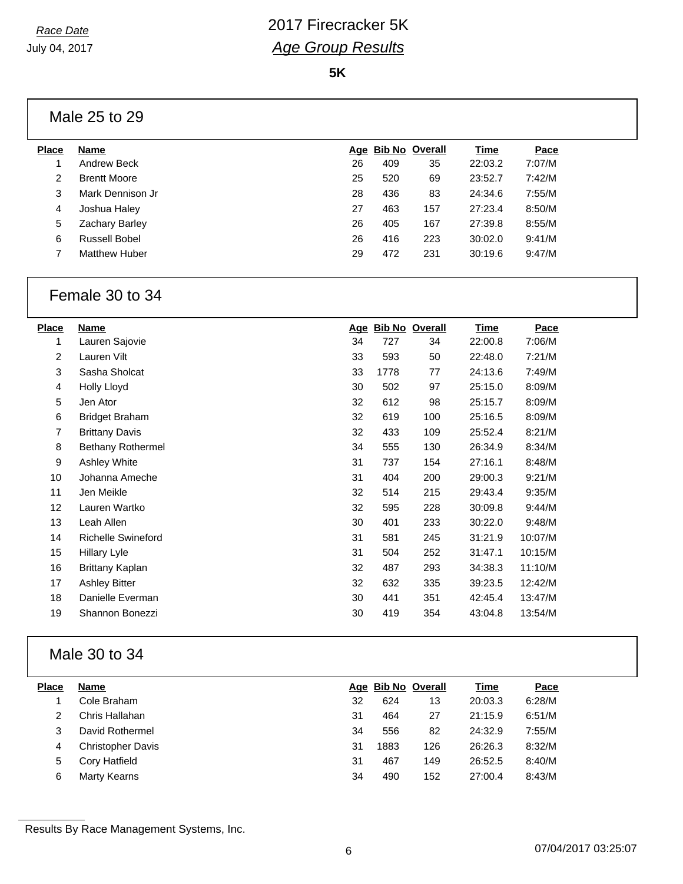*Race Date*

July 04, 2017

# 2017 Firecracker 5K

## *Age Group Results*

**5K**

### Male 25 to 29

| Place | Name | Age | Bib No | Overall | Time | Pace |
|---|---|---|---|---|---|---|
| 1 | Andrew Beck | 26 | 409 | 35 | 22:03.2 | 7:07/M |
| 2 | Brentt Moore | 25 | 520 | 69 | 23:52.7 | 7:42/M |
| 3 | Mark Dennison Jr | 28 | 436 | 83 | 24:34.6 | 7:55/M |
| 4 | Joshua Haley | 27 | 463 | 157 | 27:23.4 | 8:50/M |
| 5 | Zachary Barley | 26 | 405 | 167 | 27:39.8 | 8:55/M |
| 6 | Russell Bobel | 26 | 416 | 223 | 30:02.0 | 9:41/M |
| 7 | Matthew Huber | 29 | 472 | 231 | 30:19.6 | 9:47/M |

### Female 30 to 34

| Place | Name | Age | Bib No | Overall | Time | Pace |
|---|---|---|---|---|---|---|
| 1 | Lauren Sajovie | 34 | 727 | 34 | 22:00.8 | 7:06/M |
| 2 | Lauren Vilt | 33 | 593 | 50 | 22:48.0 | 7:21/M |
| 3 | Sasha Sholcat | 33 | 1778 | 77 | 24:13.6 | 7:49/M |
| 4 | Holly Lloyd | 30 | 502 | 97 | 25:15.0 | 8:09/M |
| 5 | Jen Ator | 32 | 612 | 98 | 25:15.7 | 8:09/M |
| 6 | Bridget Braham | 32 | 619 | 100 | 25:16.5 | 8:09/M |
| 7 | Brittany Davis | 32 | 433 | 109 | 25:52.4 | 8:21/M |
| 8 | Bethany Rothermel | 34 | 555 | 130 | 26:34.9 | 8:34/M |
| 9 | Ashley White | 31 | 737 | 154 | 27:16.1 | 8:48/M |
| 10 | Johanna Ameche | 31 | 404 | 200 | 29:00.3 | 9:21/M |
| 11 | Jen Meikle | 32 | 514 | 215 | 29:43.4 | 9:35/M |
| 12 | Lauren Wartko | 32 | 595 | 228 | 30:09.8 | 9:44/M |
| 13 | Leah Allen | 30 | 401 | 233 | 30:22.0 | 9:48/M |
| 14 | Richelle Swineford | 31 | 581 | 245 | 31:21.9 | 10:07/M |
| 15 | Hillary Lyle | 31 | 504 | 252 | 31:47.1 | 10:15/M |
| 16 | Brittany Kaplan | 32 | 487 | 293 | 34:38.3 | 11:10/M |
| 17 | Ashley Bitter | 32 | 632 | 335 | 39:23.5 | 12:42/M |
| 18 | Danielle Everman | 30 | 441 | 351 | 42:45.4 | 13:47/M |
| 19 | Shannon Bonezzi | 30 | 419 | 354 | 43:04.8 | 13:54/M |

### Male 30 to 34

| Place | Name | Age | Bib No | Overall | Time | Pace |
|---|---|---|---|---|---|---|
| 1 | Cole Braham | 32 | 624 | 13 | 20:03.3 | 6:28/M |
| 2 | Chris Hallahan | 31 | 464 | 27 | 21:15.9 | 6:51/M |
| 3 | David Rothermel | 34 | 556 | 82 | 24:32.9 | 7:55/M |
| 4 | Christopher Davis | 31 | 1883 | 126 | 26:26.3 | 8:32/M |
| 5 | Cory Hatfield | 31 | 467 | 149 | 26:52.5 | 8:40/M |
| 6 | Marty Kearns | 34 | 490 | 152 | 27:00.4 | 8:43/M |

Results By Race Management Systems, Inc.

07/04/2017 03:25:07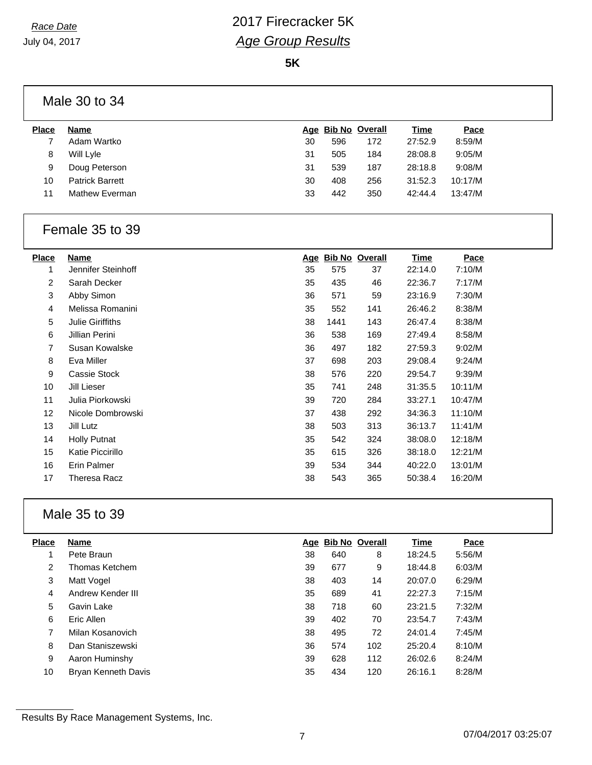# 2017 Firecracker 5K

## *Age Group Results*

*Race Date*
July 04, 2017

**5K**

### Male 30 to 34

| Place | Name | Age | Bib No | Overall | Time | Pace |
|---|---|---|---|---|---|---|
| 7 | Adam Wartko | 30 | 596 | 172 | 27:52.9 | 8:59/M |
| 8 | Will Lyle | 31 | 505 | 184 | 28:08.8 | 9:05/M |
| 9 | Doug Peterson | 31 | 539 | 187 | 28:18.8 | 9:08/M |
| 10 | Patrick Barrett | 30 | 408 | 256 | 31:52.3 | 10:17/M |
| 11 | Mathew Everman | 33 | 442 | 350 | 42:44.4 | 13:47/M |

### Female 35 to 39

| Place | Name | Age | Bib No | Overall | Time | Pace |
|---|---|---|---|---|---|---|
| 1 | Jennifer Steinhoff | 35 | 575 | 37 | 22:14.0 | 7:10/M |
| 2 | Sarah Decker | 35 | 435 | 46 | 22:36.7 | 7:17/M |
| 3 | Abby Simon | 36 | 571 | 59 | 23:16.9 | 7:30/M |
| 4 | Melissa Romanini | 35 | 552 | 141 | 26:46.2 | 8:38/M |
| 5 | Julie Giriffiths | 38 | 1441 | 143 | 26:47.4 | 8:38/M |
| 6 | Jillian Perini | 36 | 538 | 169 | 27:49.4 | 8:58/M |
| 7 | Susan Kowalske | 36 | 497 | 182 | 27:59.3 | 9:02/M |
| 8 | Eva Miller | 37 | 698 | 203 | 29:08.4 | 9:24/M |
| 9 | Cassie Stock | 38 | 576 | 220 | 29:54.7 | 9:39/M |
| 10 | Jill Lieser | 35 | 741 | 248 | 31:35.5 | 10:11/M |
| 11 | Julia Piorkowski | 39 | 720 | 284 | 33:27.1 | 10:47/M |
| 12 | Nicole Dombrowski | 37 | 438 | 292 | 34:36.3 | 11:10/M |
| 13 | Jill Lutz | 38 | 503 | 313 | 36:13.7 | 11:41/M |
| 14 | Holly Putnat | 35 | 542 | 324 | 38:08.0 | 12:18/M |
| 15 | Katie Piccirillo | 35 | 615 | 326 | 38:18.0 | 12:21/M |
| 16 | Erin Palmer | 39 | 534 | 344 | 40:22.0 | 13:01/M |
| 17 | Theresa Racz | 38 | 543 | 365 | 50:38.4 | 16:20/M |

### Male 35 to 39

| Place | Name | Age | Bib No | Overall | Time | Pace |
|---|---|---|---|---|---|---|
| 1 | Pete Braun | 38 | 640 | 8 | 18:24.5 | 5:56/M |
| 2 | Thomas Ketchem | 39 | 677 | 9 | 18:44.8 | 6:03/M |
| 3 | Matt Vogel | 38 | 403 | 14 | 20:07.0 | 6:29/M |
| 4 | Andrew Kender III | 35 | 689 | 41 | 22:27.3 | 7:15/M |
| 5 | Gavin Lake | 38 | 718 | 60 | 23:21.5 | 7:32/M |
| 6 | Eric Allen | 39 | 402 | 70 | 23:54.7 | 7:43/M |
| 7 | Milan Kosanovich | 38 | 495 | 72 | 24:01.4 | 7:45/M |
| 8 | Dan Staniszewski | 36 | 574 | 102 | 25:20.4 | 8:10/M |
| 9 | Aaron Huminshy | 39 | 628 | 112 | 26:02.6 | 8:24/M |
| 10 | Bryan Kenneth Davis | 35 | 434 | 120 | 26:16.1 | 8:28/M |

Results By Race Management Systems, Inc.

07/04/2017 03:25:07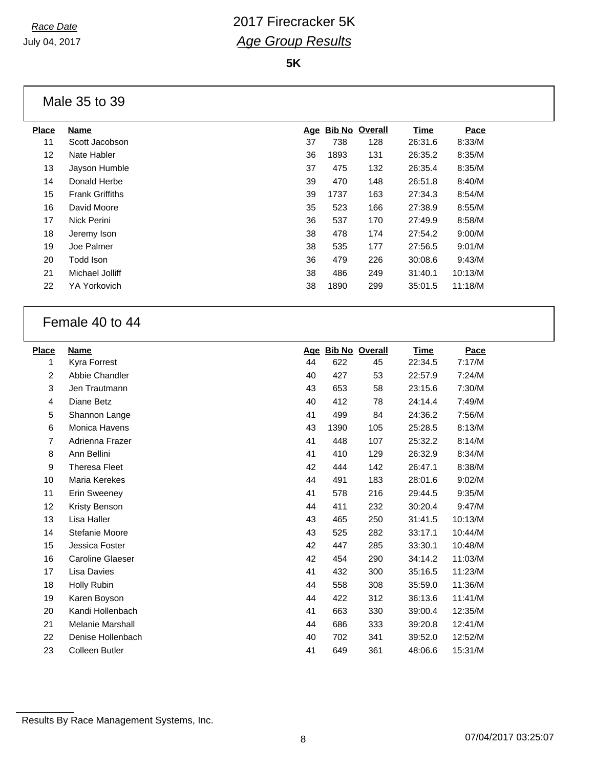*Race Date*

July 04, 2017

# 2017 Firecracker 5K

## *Age Group Results*

**5K**

### Male 35 to 39

| Place | Name | Age | Bib No | Overall | Time | Pace |
|---|---|---|---|---|---|---|
| 11 | Scott Jacobson | 37 | 738 | 128 | 26:31.6 | 8:33/M |
| 12 | Nate Habler | 36 | 1893 | 131 | 26:35.2 | 8:35/M |
| 13 | Jayson Humble | 37 | 475 | 132 | 26:35.4 | 8:35/M |
| 14 | Donald Herbe | 39 | 470 | 148 | 26:51.8 | 8:40/M |
| 15 | Frank Griffiths | 39 | 1737 | 163 | 27:34.3 | 8:54/M |
| 16 | David Moore | 35 | 523 | 166 | 27:38.9 | 8:55/M |
| 17 | Nick Perini | 36 | 537 | 170 | 27:49.9 | 8:58/M |
| 18 | Jeremy Ison | 38 | 478 | 174 | 27:54.2 | 9:00/M |
| 19 | Joe Palmer | 38 | 535 | 177 | 27:56.5 | 9:01/M |
| 20 | Todd Ison | 36 | 479 | 226 | 30:08.6 | 9:43/M |
| 21 | Michael Jolliff | 38 | 486 | 249 | 31:40.1 | 10:13/M |
| 22 | YA Yorkovich | 38 | 1890 | 299 | 35:01.5 | 11:18/M |

### Female 40 to 44

| Place | Name | Age | Bib No | Overall | Time | Pace |
|---|---|---|---|---|---|---|
| 1 | Kyra Forrest | 44 | 622 | 45 | 22:34.5 | 7:17/M |
| 2 | Abbie Chandler | 40 | 427 | 53 | 22:57.9 | 7:24/M |
| 3 | Jen Trautmann | 43 | 653 | 58 | 23:15.6 | 7:30/M |
| 4 | Diane Betz | 40 | 412 | 78 | 24:14.4 | 7:49/M |
| 5 | Shannon Lange | 41 | 499 | 84 | 24:36.2 | 7:56/M |
| 6 | Monica Havens | 43 | 1390 | 105 | 25:28.5 | 8:13/M |
| 7 | Adrienna Frazer | 41 | 448 | 107 | 25:32.2 | 8:14/M |
| 8 | Ann Bellini | 41 | 410 | 129 | 26:32.9 | 8:34/M |
| 9 | Theresa Fleet | 42 | 444 | 142 | 26:47.1 | 8:38/M |
| 10 | Maria Kerekes | 44 | 491 | 183 | 28:01.6 | 9:02/M |
| 11 | Erin Sweeney | 41 | 578 | 216 | 29:44.5 | 9:35/M |
| 12 | Kristy Benson | 44 | 411 | 232 | 30:20.4 | 9:47/M |
| 13 | Lisa Haller | 43 | 465 | 250 | 31:41.5 | 10:13/M |
| 14 | Stefanie Moore | 43 | 525 | 282 | 33:17.1 | 10:44/M |
| 15 | Jessica Foster | 42 | 447 | 285 | 33:30.1 | 10:48/M |
| 16 | Caroline Glaeser | 42 | 454 | 290 | 34:14.2 | 11:03/M |
| 17 | Lisa Davies | 41 | 432 | 300 | 35:16.5 | 11:23/M |
| 18 | Holly Rubin | 44 | 558 | 308 | 35:59.0 | 11:36/M |
| 19 | Karen Boyson | 44 | 422 | 312 | 36:13.6 | 11:41/M |
| 20 | Kandi Hollenbach | 41 | 663 | 330 | 39:00.4 | 12:35/M |
| 21 | Melanie Marshall | 44 | 686 | 333 | 39:20.8 | 12:41/M |
| 22 | Denise Hollenbach | 40 | 702 | 341 | 39:52.0 | 12:52/M |
| 23 | Colleen Butler | 41 | 649 | 361 | 48:06.6 | 15:31/M |

Results By Race Management Systems, Inc.

07/04/2017 03:25:07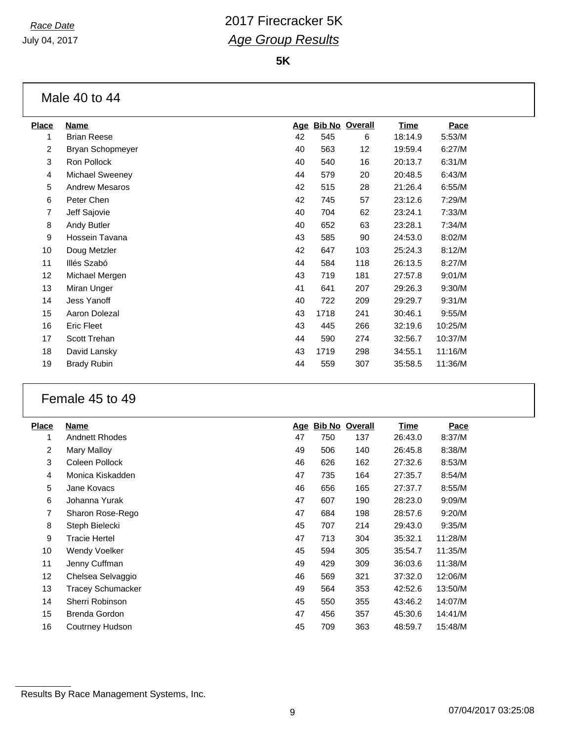*Race Date*

July 04, 2017

# 2017 Firecracker 5K

## *Age Group Results*

**5K**

### Male 40 to 44

| Place | Name | Age | Bib No | Overall | Time | Pace |
|---|---|---|---|---|---|---|
| 1 | Brian Reese | 42 | 545 | 6 | 18:14.9 | 5:53/M |
| 2 | Bryan Schopmeyer | 40 | 563 | 12 | 19:59.4 | 6:27/M |
| 3 | Ron Pollock | 40 | 540 | 16 | 20:13.7 | 6:31/M |
| 4 | Michael Sweeney | 44 | 579 | 20 | 20:48.5 | 6:43/M |
| 5 | Andrew Mesaros | 42 | 515 | 28 | 21:26.4 | 6:55/M |
| 6 | Peter Chen | 42 | 745 | 57 | 23:12.6 | 7:29/M |
| 7 | Jeff Sajovie | 40 | 704 | 62 | 23:24.1 | 7:33/M |
| 8 | Andy Butler | 40 | 652 | 63 | 23:28.1 | 7:34/M |
| 9 | Hossein Tavana | 43 | 585 | 90 | 24:53.0 | 8:02/M |
| 10 | Doug Metzler | 42 | 647 | 103 | 25:24.3 | 8:12/M |
| 11 | Illés Szabó | 44 | 584 | 118 | 26:13.5 | 8:27/M |
| 12 | Michael Mergen | 43 | 719 | 181 | 27:57.8 | 9:01/M |
| 13 | Miran Unger | 41 | 641 | 207 | 29:26.3 | 9:30/M |
| 14 | Jess Yanoff | 40 | 722 | 209 | 29:29.7 | 9:31/M |
| 15 | Aaron Dolezal | 43 | 1718 | 241 | 30:46.1 | 9:55/M |
| 16 | Eric Fleet | 43 | 445 | 266 | 32:19.6 | 10:25/M |
| 17 | Scott Trehan | 44 | 590 | 274 | 32:56.7 | 10:37/M |
| 18 | David Lansky | 43 | 1719 | 298 | 34:55.1 | 11:16/M |
| 19 | Brady Rubin | 44 | 559 | 307 | 35:58.5 | 11:36/M |

### Female 45 to 49

| Place | Name | Age | Bib No | Overall | Time | Pace |
|---|---|---|---|---|---|---|
| 1 | Andnett Rhodes | 47 | 750 | 137 | 26:43.0 | 8:37/M |
| 2 | Mary Malloy | 49 | 506 | 140 | 26:45.8 | 8:38/M |
| 3 | Coleen Pollock | 46 | 626 | 162 | 27:32.6 | 8:53/M |
| 4 | Monica Kiskadden | 47 | 735 | 164 | 27:35.7 | 8:54/M |
| 5 | Jane Kovacs | 46 | 656 | 165 | 27:37.7 | 8:55/M |
| 6 | Johanna Yurak | 47 | 607 | 190 | 28:23.0 | 9:09/M |
| 7 | Sharon Rose-Rego | 47 | 684 | 198 | 28:57.6 | 9:20/M |
| 8 | Steph Bielecki | 45 | 707 | 214 | 29:43.0 | 9:35/M |
| 9 | Tracie Hertel | 47 | 713 | 304 | 35:32.1 | 11:28/M |
| 10 | Wendy Voelker | 45 | 594 | 305 | 35:54.7 | 11:35/M |
| 11 | Jenny Cuffman | 49 | 429 | 309 | 36:03.6 | 11:38/M |
| 12 | Chelsea Selvaggio | 46 | 569 | 321 | 37:32.0 | 12:06/M |
| 13 | Tracey Schumacker | 49 | 564 | 353 | 42:52.6 | 13:50/M |
| 14 | Sherri Robinson | 45 | 550 | 355 | 43:46.2 | 14:07/M |
| 15 | Brenda Gordon | 47 | 456 | 357 | 45:30.6 | 14:41/M |
| 16 | Coutrney Hudson | 45 | 709 | 363 | 48:59.7 | 15:48/M |

Results By Race Management Systems, Inc.

07/04/2017 03:25:08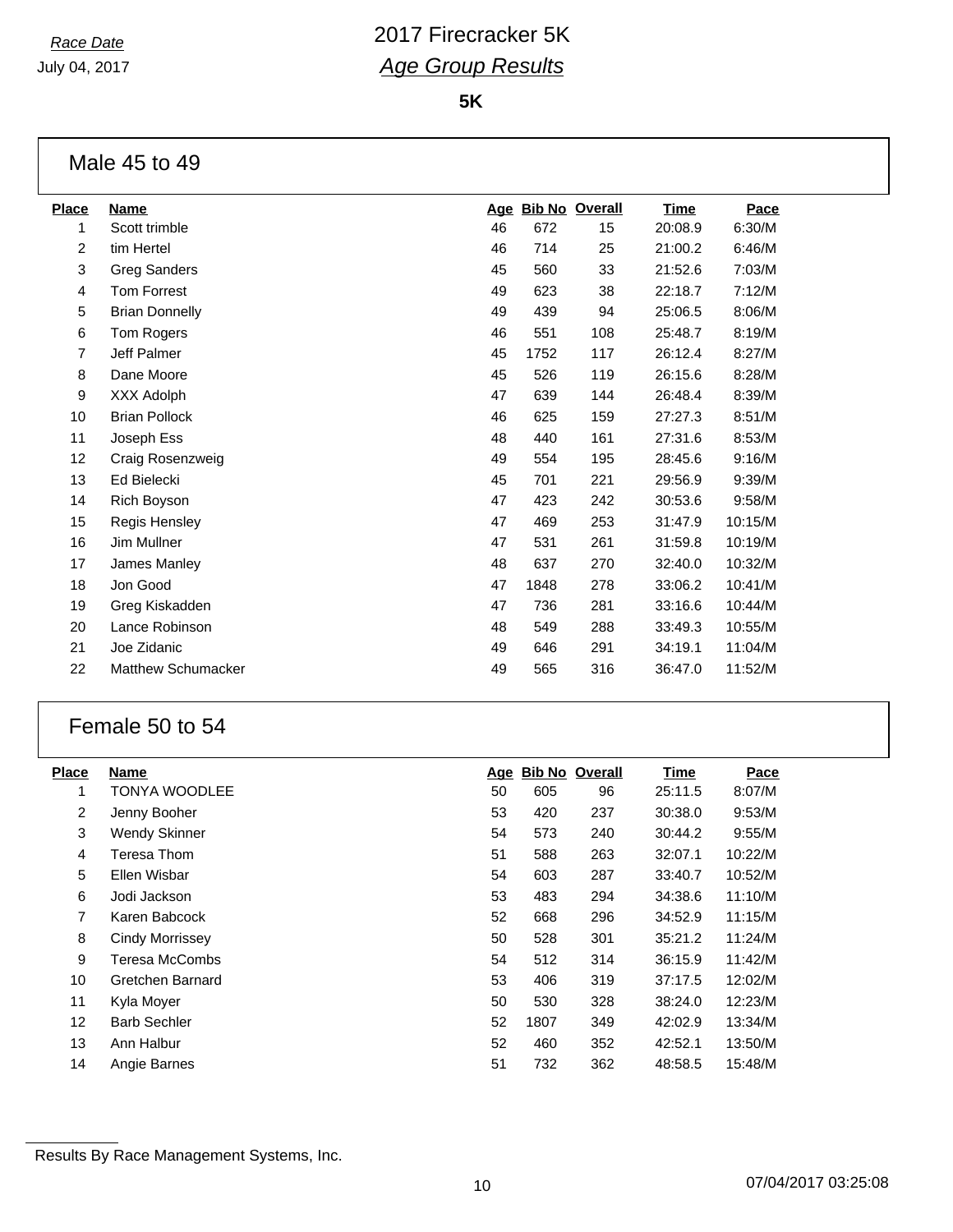*Race Date*
July 04, 2017

# 2017 Firecracker 5K
## *Age Group Results*

**5K**

### Male 45 to 49

| Place | Name | Age | Bib No | Overall | Time | Pace |
|---|---|---|---|---|---|---|
| 1 | Scott trimble | 46 | 672 | 15 | 20:08.9 | 6:30/M |
| 2 | tim Hertel | 46 | 714 | 25 | 21:00.2 | 6:46/M |
| 3 | Greg Sanders | 45 | 560 | 33 | 21:52.6 | 7:03/M |
| 4 | Tom Forrest | 49 | 623 | 38 | 22:18.7 | 7:12/M |
| 5 | Brian Donnelly | 49 | 439 | 94 | 25:06.5 | 8:06/M |
| 6 | Tom Rogers | 46 | 551 | 108 | 25:48.7 | 8:19/M |
| 7 | Jeff Palmer | 45 | 1752 | 117 | 26:12.4 | 8:27/M |
| 8 | Dane Moore | 45 | 526 | 119 | 26:15.6 | 8:28/M |
| 9 | XXX Adolph | 47 | 639 | 144 | 26:48.4 | 8:39/M |
| 10 | Brian Pollock | 46 | 625 | 159 | 27:27.3 | 8:51/M |
| 11 | Joseph Ess | 48 | 440 | 161 | 27:31.6 | 8:53/M |
| 12 | Craig Rosenzweig | 49 | 554 | 195 | 28:45.6 | 9:16/M |
| 13 | Ed Bielecki | 45 | 701 | 221 | 29:56.9 | 9:39/M |
| 14 | Rich Boyson | 47 | 423 | 242 | 30:53.6 | 9:58/M |
| 15 | Regis Hensley | 47 | 469 | 253 | 31:47.9 | 10:15/M |
| 16 | Jim Mullner | 47 | 531 | 261 | 31:59.8 | 10:19/M |
| 17 | James Manley | 48 | 637 | 270 | 32:40.0 | 10:32/M |
| 18 | Jon Good | 47 | 1848 | 278 | 33:06.2 | 10:41/M |
| 19 | Greg Kiskadden | 47 | 736 | 281 | 33:16.6 | 10:44/M |
| 20 | Lance Robinson | 48 | 549 | 288 | 33:49.3 | 10:55/M |
| 21 | Joe Zidanic | 49 | 646 | 291 | 34:19.1 | 11:04/M |
| 22 | Matthew Schumacker | 49 | 565 | 316 | 36:47.0 | 11:52/M |

### Female 50 to 54

| Place | Name | Age | Bib No | Overall | Time | Pace |
|---|---|---|---|---|---|---|
| 1 | TONYA WOODLEE | 50 | 605 | 96 | 25:11.5 | 8:07/M |
| 2 | Jenny Booher | 53 | 420 | 237 | 30:38.0 | 9:53/M |
| 3 | Wendy Skinner | 54 | 573 | 240 | 30:44.2 | 9:55/M |
| 4 | Teresa Thom | 51 | 588 | 263 | 32:07.1 | 10:22/M |
| 5 | Ellen Wisbar | 54 | 603 | 287 | 33:40.7 | 10:52/M |
| 6 | Jodi Jackson | 53 | 483 | 294 | 34:38.6 | 11:10/M |
| 7 | Karen Babcock | 52 | 668 | 296 | 34:52.9 | 11:15/M |
| 8 | Cindy Morrissey | 50 | 528 | 301 | 35:21.2 | 11:24/M |
| 9 | Teresa McCombs | 54 | 512 | 314 | 36:15.9 | 11:42/M |
| 10 | Gretchen Barnard | 53 | 406 | 319 | 37:17.5 | 12:02/M |
| 11 | Kyla Moyer | 50 | 530 | 328 | 38:24.0 | 12:23/M |
| 12 | Barb Sechler | 52 | 1807 | 349 | 42:02.9 | 13:34/M |
| 13 | Ann Halbur | 52 | 460 | 352 | 42:52.1 | 13:50/M |
| 14 | Angie Barnes | 51 | 732 | 362 | 48:58.5 | 15:48/M |

Results By Race Management Systems, Inc.

07/04/2017 03:25:08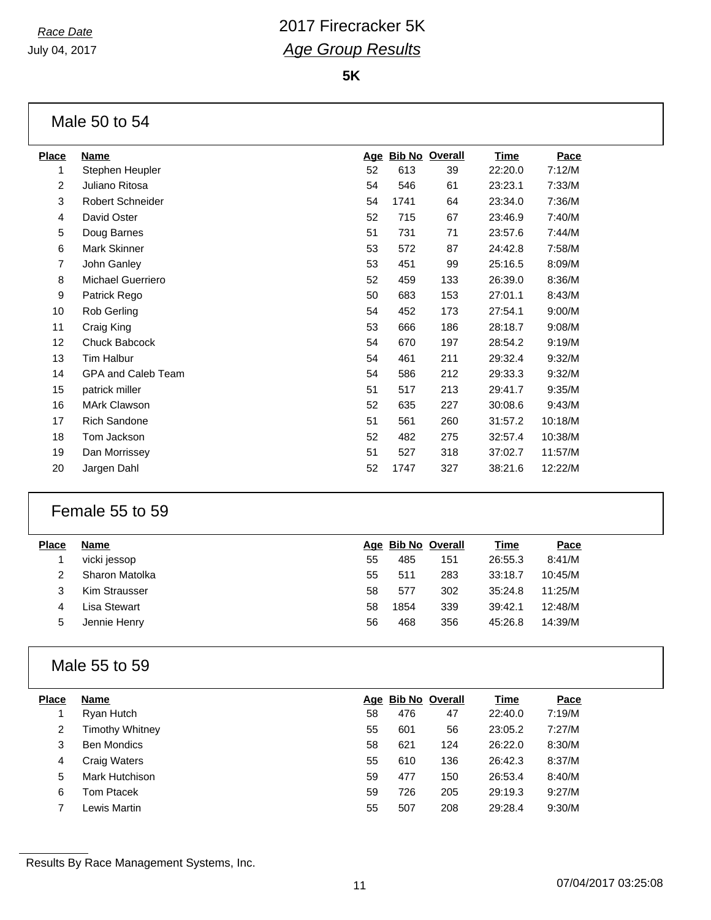*Race Date*
July 04, 2017

# 2017 Firecracker 5K
## *Age Group Results*

**5K**

### Male 50 to 54

| Place | Name | Age | Bib No | Overall | Time | Pace |
|---|---|---|---|---|---|---|
| 1 | Stephen Heupler | 52 | 613 | 39 | 22:20.0 | 7:12/M |
| 2 | Juliano Ritosa | 54 | 546 | 61 | 23:23.1 | 7:33/M |
| 3 | Robert Schneider | 54 | 1741 | 64 | 23:34.0 | 7:36/M |
| 4 | David Oster | 52 | 715 | 67 | 23:46.9 | 7:40/M |
| 5 | Doug Barnes | 51 | 731 | 71 | 23:57.6 | 7:44/M |
| 6 | Mark Skinner | 53 | 572 | 87 | 24:42.8 | 7:58/M |
| 7 | John Ganley | 53 | 451 | 99 | 25:16.5 | 8:09/M |
| 8 | Michael Guerriero | 52 | 459 | 133 | 26:39.0 | 8:36/M |
| 9 | Patrick Rego | 50 | 683 | 153 | 27:01.1 | 8:43/M |
| 10 | Rob Gerling | 54 | 452 | 173 | 27:54.1 | 9:00/M |
| 11 | Craig King | 53 | 666 | 186 | 28:18.7 | 9:08/M |
| 12 | Chuck Babcock | 54 | 670 | 197 | 28:54.2 | 9:19/M |
| 13 | Tim Halbur | 54 | 461 | 211 | 29:32.4 | 9:32/M |
| 14 | GPA and Caleb Team | 54 | 586 | 212 | 29:33.3 | 9:32/M |
| 15 | patrick miller | 51 | 517 | 213 | 29:41.7 | 9:35/M |
| 16 | MArk Clawson | 52 | 635 | 227 | 30:08.6 | 9:43/M |
| 17 | Rich Sandone | 51 | 561 | 260 | 31:57.2 | 10:18/M |
| 18 | Tom Jackson | 52 | 482 | 275 | 32:57.4 | 10:38/M |
| 19 | Dan Morrissey | 51 | 527 | 318 | 37:02.7 | 11:57/M |
| 20 | Jargen Dahl | 52 | 1747 | 327 | 38:21.6 | 12:22/M |

### Female 55 to 59

| Place | Name | Age | Bib No | Overall | Time | Pace |
|---|---|---|---|---|---|---|
| 1 | vicki jessop | 55 | 485 | 151 | 26:55.3 | 8:41/M |
| 2 | Sharon Matolka | 55 | 511 | 283 | 33:18.7 | 10:45/M |
| 3 | Kim Strausser | 58 | 577 | 302 | 35:24.8 | 11:25/M |
| 4 | Lisa Stewart | 58 | 1854 | 339 | 39:42.1 | 12:48/M |
| 5 | Jennie Henry | 56 | 468 | 356 | 45:26.8 | 14:39/M |

### Male 55 to 59

| Place | Name | Age | Bib No | Overall | Time | Pace |
|---|---|---|---|---|---|---|
| 1 | Ryan Hutch | 58 | 476 | 47 | 22:40.0 | 7:19/M |
| 2 | Timothy Whitney | 55 | 601 | 56 | 23:05.2 | 7:27/M |
| 3 | Ben Mondics | 58 | 621 | 124 | 26:22.0 | 8:30/M |
| 4 | Craig Waters | 55 | 610 | 136 | 26:42.3 | 8:37/M |
| 5 | Mark Hutchison | 59 | 477 | 150 | 26:53.4 | 8:40/M |
| 6 | Tom Ptacek | 59 | 726 | 205 | 29:19.3 | 9:27/M |
| 7 | Lewis Martin | 55 | 507 | 208 | 29:28.4 | 9:30/M |

Results By Race Management Systems, Inc.

07/04/2017 03:25:08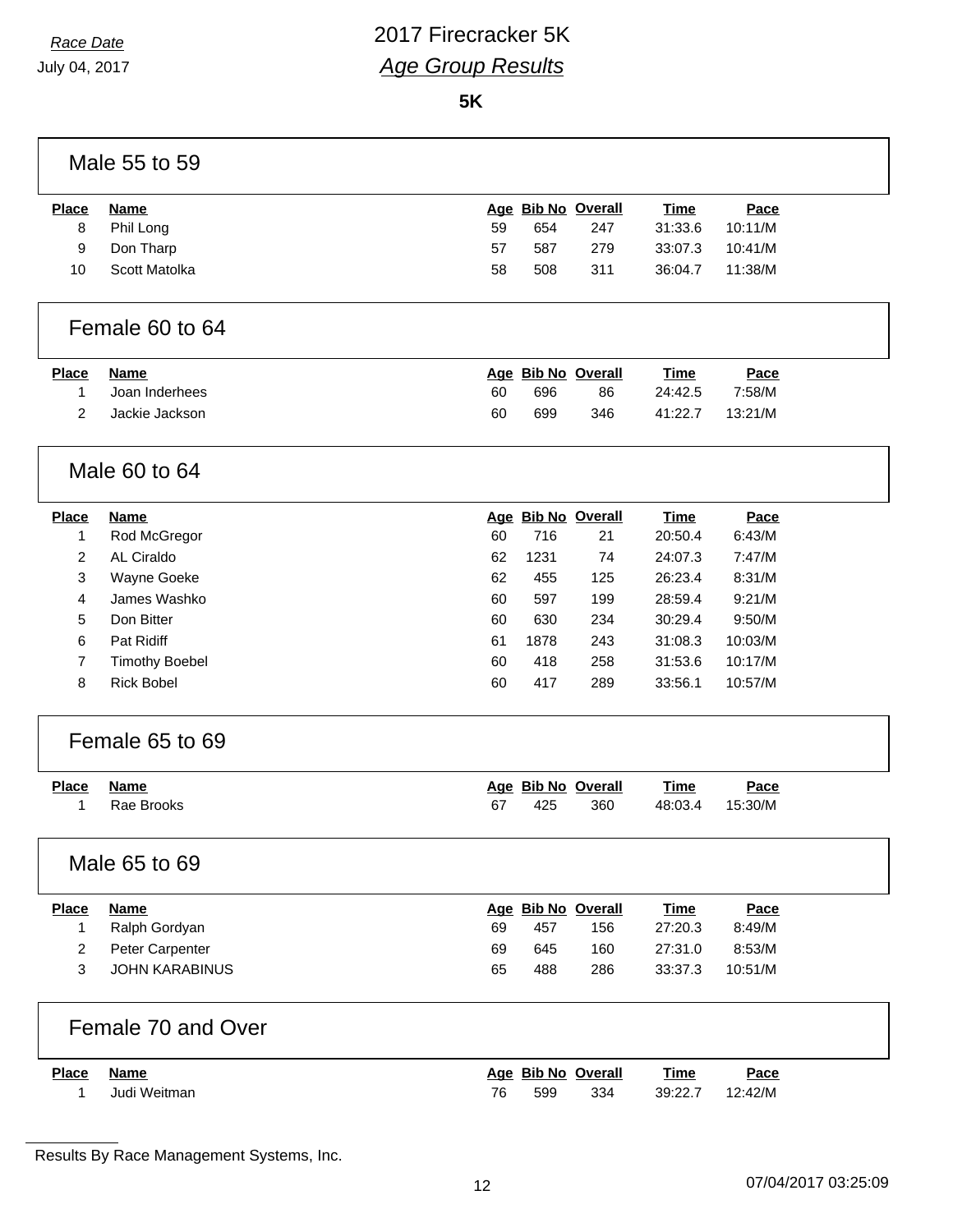*Race Date*

July 04, 2017

# 2017 Firecracker 5K

## *Age Group Results*

**5K**

### Male 55 to 59

| Place | Name | Age | Bib No | Overall | Time | Pace |
|---|---|---|---|---|---|---|
| 8 | Phil Long | 59 | 654 | 247 | 31:33.6 | 10:11/M |
| 9 | Don Tharp | 57 | 587 | 279 | 33:07.3 | 10:41/M |
| 10 | Scott Matolka | 58 | 508 | 311 | 36:04.7 | 11:38/M |

### Female 60 to 64

| Place | Name | Age | Bib No | Overall | Time | Pace |
|---|---|---|---|---|---|---|
| 1 | Joan Inderhees | 60 | 696 | 86 | 24:42.5 | 7:58/M |
| 2 | Jackie Jackson | 60 | 699 | 346 | 41:22.7 | 13:21/M |

### Male 60 to 64

| Place | Name | Age | Bib No | Overall | Time | Pace |
|---|---|---|---|---|---|---|
| 1 | Rod McGregor | 60 | 716 | 21 | 20:50.4 | 6:43/M |
| 2 | AL Ciraldo | 62 | 1231 | 74 | 24:07.3 | 7:47/M |
| 3 | Wayne Goeke | 62 | 455 | 125 | 26:23.4 | 8:31/M |
| 4 | James Washko | 60 | 597 | 199 | 28:59.4 | 9:21/M |
| 5 | Don Bitter | 60 | 630 | 234 | 30:29.4 | 9:50/M |
| 6 | Pat Ridiff | 61 | 1878 | 243 | 31:08.3 | 10:03/M |
| 7 | Timothy Boebel | 60 | 418 | 258 | 31:53.6 | 10:17/M |
| 8 | Rick Bobel | 60 | 417 | 289 | 33:56.1 | 10:57/M |

### Female 65 to 69

| Place | Name | Age | Bib No | Overall | Time | Pace |
|---|---|---|---|---|---|---|
| 1 | Rae Brooks | 67 | 425 | 360 | 48:03.4 | 15:30/M |

### Male 65 to 69

| Place | Name | Age | Bib No | Overall | Time | Pace |
|---|---|---|---|---|---|---|
| 1 | Ralph Gordyan | 69 | 457 | 156 | 27:20.3 | 8:49/M |
| 2 | Peter Carpenter | 69 | 645 | 160 | 27:31.0 | 8:53/M |
| 3 | JOHN KARABINUS | 65 | 488 | 286 | 33:37.3 | 10:51/M |

### Female 70 and Over

| Place | Name | Age | Bib No | Overall | Time | Pace |
|---|---|---|---|---|---|---|
| 1 | Judi Weitman | 76 | 599 | 334 | 39:22.7 | 12:42/M |

Results By Race Management Systems, Inc.

07/04/2017 03:25:09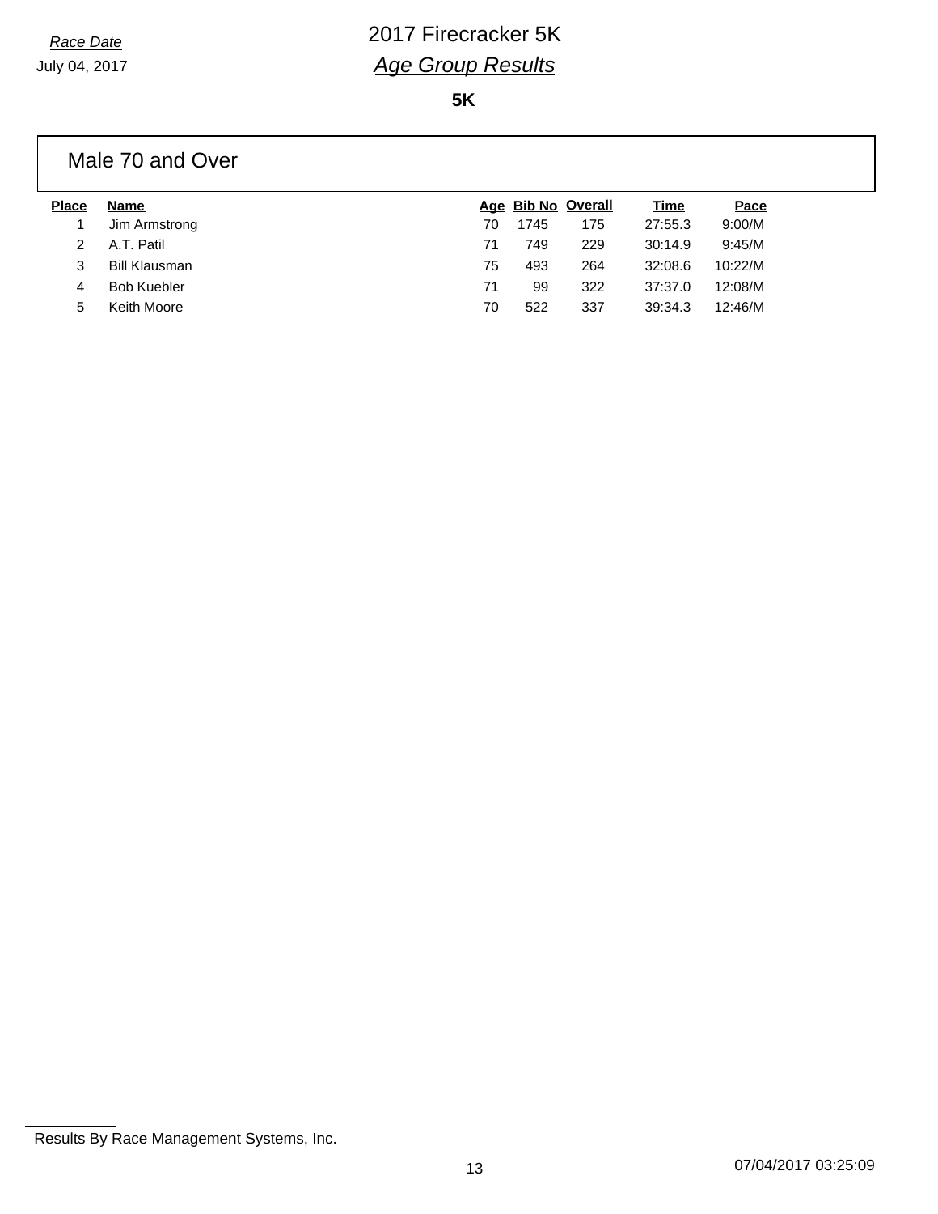*Race Date*

July 04, 2017

# 2017 Firecracker 5K

## *Age Group Results*

**5K**

### Male 70 and Over

| Place | Name | Age | Bib No | Overall | Time | Pace |
|---|---|---|---|---|---|---|
| 1 | Jim Armstrong | 70 | 1745 | 175 | 27:55.3 | 9:00/M |
| 2 | A.T. Patil | 71 | 749 | 229 | 30:14.9 | 9:45/M |
| 3 | Bill Klausman | 75 | 493 | 264 | 32:08.6 | 10:22/M |
| 4 | Bob Kuebler | 71 | 99 | 322 | 37:37.0 | 12:08/M |
| 5 | Keith Moore | 70 | 522 | 337 | 39:34.3 | 12:46/M |

Results By Race Management Systems, Inc.

07/04/2017 03:25:09